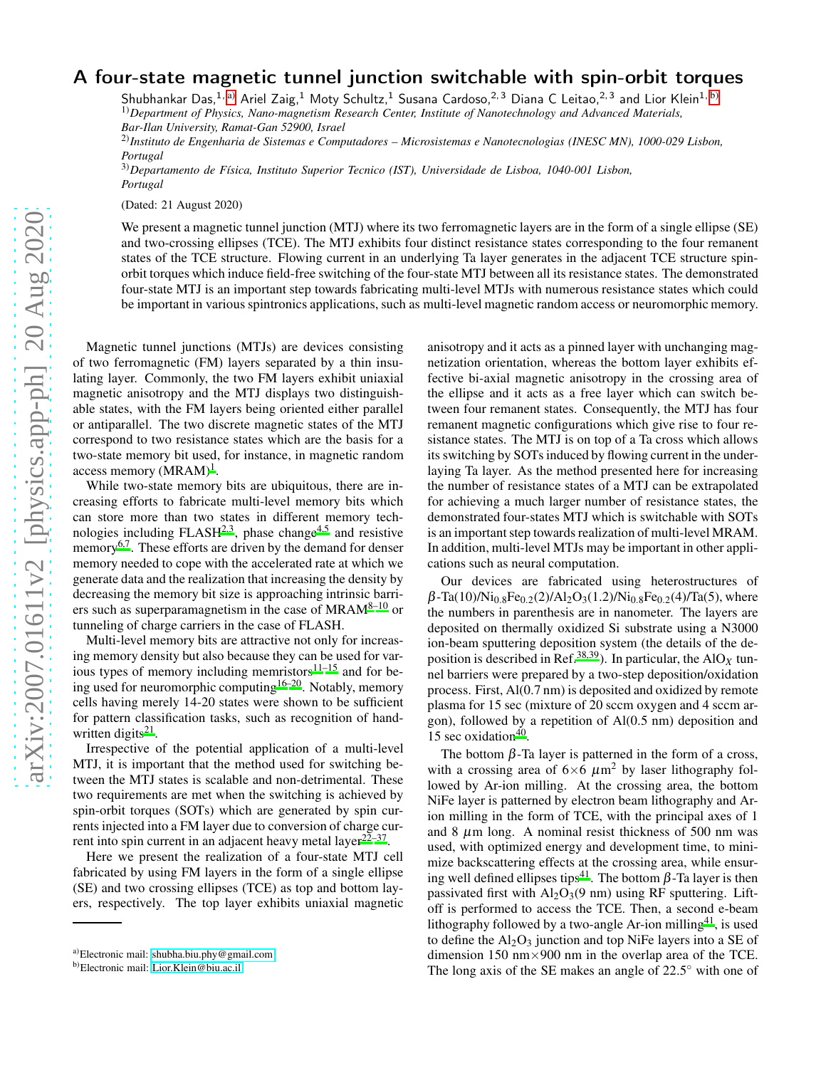# A four-state magnetic tunnel junction switchable with spin-orbit torques

Shubhankar Das,[1,a] Ariel Zaig,[1] Moty Schultz,[1] Susana Cardoso,[2,3] Diana C Leitao,[2,3] and Lior Klein[1,b]

[1]*Department of Physics, Nano-magnetism Research Center, Institute of Nanotechnology and Advanced Materials, Bar-Ilan University, Ramat-Gan 52900, Israel*

[2]*Instituto de Engenharia de Sistemas e Computadores – Microsistemas e Nanotecnologias (INESC MN), 1000-029 Lisbon, Portugal*

[3]*Departamento de Física, Instituto Superior Tecnico (IST), Universidade de Lisboa, 1040-001 Lisbon, Portugal*

(Dated: 21 August 2020)

We present a magnetic tunnel junction (MTJ) where its two ferromagnetic layers are in the form of a single ellipse (SE) and two-crossing ellipses (TCE). The MTJ exhibits four distinct resistance states corresponding to the four remanent states of the TCE structure. Flowing current in an underlying Ta layer generates in the adjacent TCE structure spin-orbit torques which induce field-free switching of the four-state MTJ between all its resistance states. The demonstrated four-state MTJ is an important step towards fabricating multi-level MTJs with numerous resistance states which could be important in various spintronics applications, such as multi-level magnetic random access or neuromorphic memory.

Magnetic tunnel junctions (MTJs) are devices consisting of two ferromagnetic (FM) layers separated by a thin insulating layer. Commonly, the two FM layers exhibit uniaxial magnetic anisotropy and the MTJ displays two distinguishable states, with the FM layers being oriented either parallel or antiparallel. The two discrete magnetic states of the MTJ correspond to two resistance states which are the basis for a two-state memory bit used, for instance, in magnetic random access memory (MRAM)[1].

While two-state memory bits are ubiquitous, there are increasing efforts to fabricate multi-level memory bits which can store more than two states in different memory technologies including FLASH[2,3], phase change[4,5] and resistive memory[6,7]. These efforts are driven by the demand for denser memory needed to cope with the accelerated rate at which we generate data and the realization that increasing the density by decreasing the memory bit size is approaching intrinsic barriers such as superparamagnetism in the case of MRAM[8–10] or tunneling of charge carriers in the case of FLASH.

Multi-level memory bits are attractive not only for increasing memory density but also because they can be used for various types of memory including memristors[11–15] and for being used for neuromorphic computing[16–20]. Notably, memory cells having merely 14-20 states were shown to be sufficient for pattern classification tasks, such as recognition of hand-written digits[21].

Irrespective of the potential application of a multi-level MTJ, it is important that the method used for switching between the MTJ states is scalable and non-detrimental. These two requirements are met when the switching is achieved by spin-orbit torques (SOTs) which are generated by spin currents injected into a FM layer due to conversion of charge current into spin current in an adjacent heavy metal layer[22–37].

Here we present the realization of a four-state MTJ cell fabricated by using FM layers in the form of a single ellipse (SE) and two crossing ellipses (TCE) as top and bottom layers, respectively. The top layer exhibits uniaxial magnetic anisotropy and it acts as a pinned layer with unchanging magnetization orientation, whereas the bottom layer exhibits effective bi-axial magnetic anisotropy in the crossing area of the ellipse and it acts as a free layer which can switch between four remanent states. Consequently, the MTJ has four remanent magnetic configurations which give rise to four resistance states. The MTJ is on top of a Ta cross which allows its switching by SOTs induced by flowing current in the underlaying Ta layer. As the method presented here for increasing the number of resistance states of a MTJ can be extrapolated for achieving a much larger number of resistance states, the demonstrated four-states MTJ which is switchable with SOTs is an important step towards realization of multi-level MRAM. In addition, multi-level MTJs may be important in other applications such as neural computation.

Our devices are fabricated using heterostructures of $\beta$-Ta(10)/$Ni_{0.8}Fe_{0.2}$(2)/$Al_2O_3$(1.2)/$Ni_{0.8}Fe_{0.2}$(4)/Ta(5), where the numbers in parenthesis are in nanometer. The layers are deposited on thermally oxidized Si substrate using a N3000 ion-beam sputtering deposition system (the details of the deposition is described in Ref.[38,39]). In particular, the $AlO_X$ tunnel barriers were prepared by a two-step deposition/oxidation process. First, Al(0.7 nm) is deposited and oxidized by remote plasma for 15 sec (mixture of 20 sccm oxygen and 4 sccm argon), followed by a repetition of Al(0.5 nm) deposition and 15 sec oxidation[40].

The bottom $\beta$-Ta layer is patterned in the form of a cross, with a crossing area of 6×6 $\mu$m$^2$ by laser lithography followed by Ar-ion milling. At the crossing area, the bottom NiFe layer is patterned by electron beam lithography and Ar-ion milling in the form of TCE, with the principal axes of 1 and 8 $\mu$m long. A nominal resist thickness of 500 nm was used, with optimized energy and development time, to minimize backscattering effects at the crossing area, while ensuring well defined ellipses tips[41]. The bottom $\beta$-Ta layer is then passivated first with $Al_2O_3$(9 nm) using RF sputtering. Lift-off is performed to access the TCE. Then, a second e-beam lithography followed by a two-angle Ar-ion milling[41], is used to define the $Al_2O_3$ junction and top NiFe layers into a SE of dimension 150 nm×900 nm in the overlap area of the TCE. The long axis of the SE makes an angle of 22.5° with one of

[a]Electronic mail: shubha.biu.phy@gmail.com

[b]Electronic mail: Lior.Klein@biu.ac.il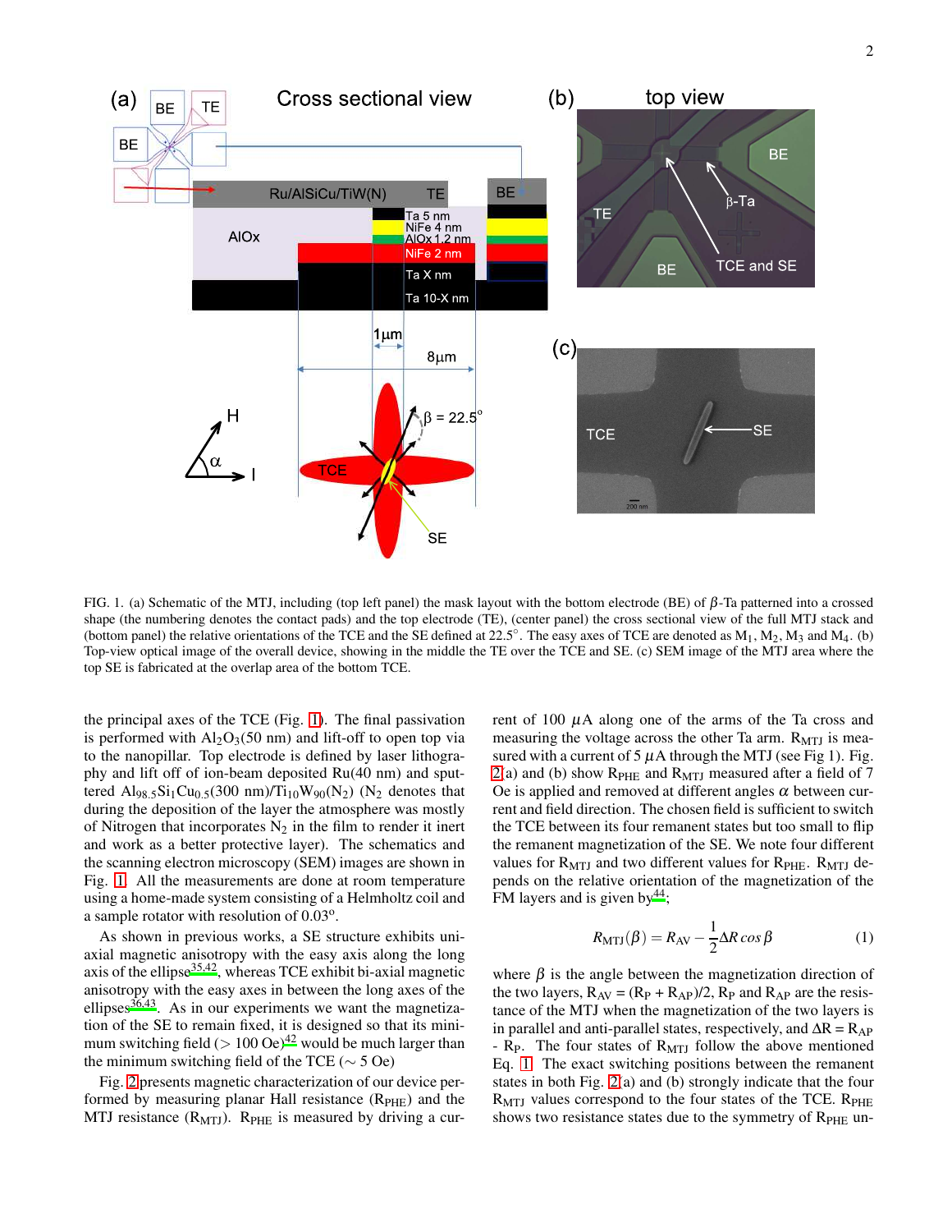FIG. 1. (a) Schematic of the MTJ, including (top left panel) the mask layout with the bottom electrode (BE) of $\beta$-Ta patterned into a crossed shape (the numbering denotes the contact pads) and the top electrode (TE), (center panel) the cross sectional view of the full MTJ stack and (bottom panel) the relative orientations of the TCE and the SE defined at 22.5°. The easy axes of TCE are denoted as $M_1$, $M_2$, $M_3$ and $M_4$. (b) Top-view optical image of the overall device, showing in the middle the TE over the TCE and SE. (c) SEM image of the MTJ area where the top SE is fabricated at the overlap area of the bottom TCE.

the principal axes of the TCE (Fig. 1). The final passivation is performed with $Al_2O_3$(50 nm) and lift-off to open top via to the nanopillar. Top electrode is defined by laser lithography and lift off of ion-beam deposited Ru(40 nm) and sputtered $Al_{98.5}Si_1Cu_{0.5}$(300 nm)/$Ti_{10}W_{90}(N_2)$ ($N_2$ denotes that during the deposition of the layer the atmosphere was mostly of Nitrogen that incorporates $N_2$ in the film to render it inert and work as a better protective layer). The schematics and the scanning electron microscopy (SEM) images are shown in Fig. 1. All the measurements are done at room temperature using a home-made system consisting of a Helmholtz coil and a sample rotator with resolution of 0.03°.

As shown in previous works, a SE structure exhibits uniaxial magnetic anisotropy with the easy axis along the long axis of the ellipse[35,42], whereas TCE exhibit bi-axial magnetic anisotropy with the easy axes in between the long axes of the ellipses[36,43]. As in our experiments we want the magnetization of the SE to remain fixed, it is designed so that its minimum switching field (> 100 Oe)[42] would be much larger than the minimum switching field of the TCE (∼ 5 Oe)

Fig. 2 presents magnetic characterization of our device performed by measuring planar Hall resistance ($R_{PHE}$) and the MTJ resistance ($R_{MTJ}$). $R_{PHE}$ is measured by driving a current of 100 $\mu$A along one of the arms of the Ta cross and measuring the voltage across the other Ta arm. $R_{MTJ}$ is measured with a current of 5 $\mu$A through the MTJ (see Fig 1). Fig. 2(a) and (b) show $R_{PHE}$ and $R_{MTJ}$ measured after a field of 7 Oe is applied and removed at different angles $\alpha$ between current and field direction. The chosen field is sufficient to switch the TCE between its four remanent states but too small to flip the remanent magnetization of the SE. We note four different values for $R_{MTJ}$ and two different values for $R_{PHE}$. $R_{MTJ}$ depends on the relative orientation of the magnetization of the FM layers and is given by[44];

$$R_{MTJ}(\beta) = R_{AV} - \frac{1}{2}\Delta R \cos\beta \tag{1}$$

where $\beta$ is the angle between the magnetization direction of the two layers, $R_{AV}$ = ($R_P$ + $R_{AP}$)/2, $R_P$ and $R_{AP}$ are the resistance of the MTJ when the magnetization of the two layers is in parallel and anti-parallel states, respectively, and $\Delta R$ = $R_{AP}$ - $R_P$. The four states of $R_{MTJ}$ follow the above mentioned Eq. 1. The exact switching positions between the remanent states in both Fig. 2(a) and (b) strongly indicate that the four $R_{MTJ}$ values correspond to the four states of the TCE. $R_{PHE}$ shows two resistance states due to the symmetry of $R_{PHE}$ un-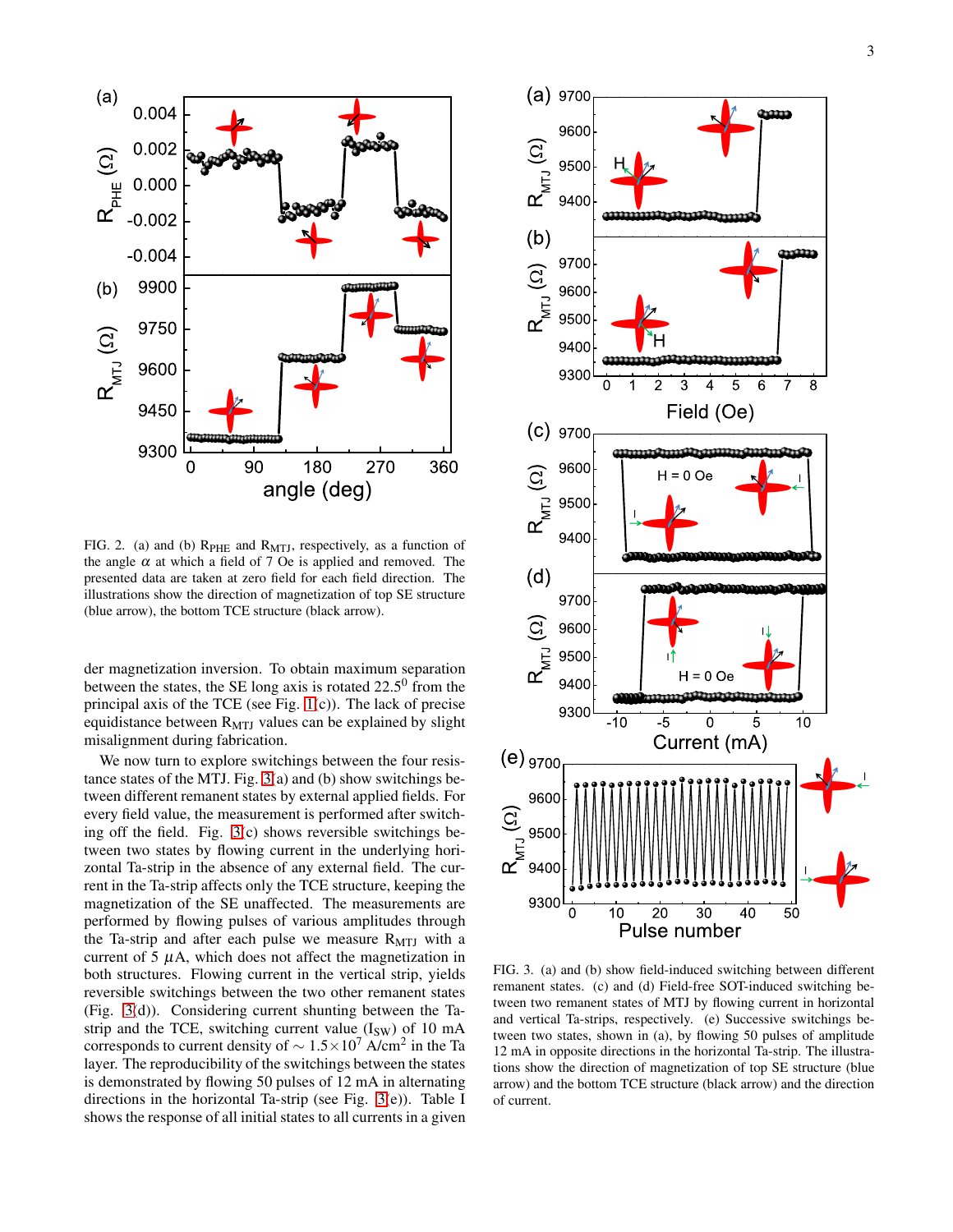FIG. 2. (a) and (b) $R_{PHE}$ and $R_{MTJ}$, respectively, as a function of the angle $\alpha$ at which a field of 7 Oe is applied and removed. The presented data are taken at zero field for each field direction. The illustrations show the direction of magnetization of top SE structure (blue arrow), the bottom TCE structure (black arrow).

FIG. 3. (a) and (b) show field-induced switching between different remanent states. (c) and (d) Field-free SOT-induced switching between two remanent states of MTJ by flowing current in horizontal and vertical Ta-strips, respectively. (e) Successive switchings between two states, shown in (a), by flowing 50 pulses of amplitude 12 mA in opposite directions in the horizontal Ta-strip. The illustrations show the direction of magnetization of top SE structure (blue arrow) and the bottom TCE structure (black arrow) and the direction of current.

der magnetization inversion. To obtain maximum separation between the states, the SE long axis is rotated $22.5^0$ from the principal axis of the TCE (see Fig. 1(c)). The lack of precise equidistance between $R_{MTJ}$ values can be explained by slight misalignment during fabrication.

We now turn to explore switchings between the four resistance states of the MTJ. Fig. 3(a) and (b) show switchings between different remanent states by external applied fields. For every field value, the measurement is performed after switching off the field. Fig. 3(c) shows reversible switchings between two states by flowing current in the underlying horizontal Ta-strip in the absence of any external field. The current in the Ta-strip affects only the TCE structure, keeping the magnetization of the SE unaffected. The measurements are performed by flowing pulses of various amplitudes through the Ta-strip and after each pulse we measure $R_{MTJ}$ with a current of 5 $\mu$A, which does not affect the magnetization in both structures. Flowing current in the vertical strip, yields reversible switchings between the two other remanent states (Fig. 3(d)). Considering current shunting between the Ta-strip and the TCE, switching current value ($I_{SW}$) of 10 mA corresponds to current density of $\sim 1.5\times10^7$ A/cm$^2$ in the Ta layer. The reproducibility of the switchings between the states is demonstrated by flowing 50 pulses of 12 mA in alternating directions in the horizontal Ta-strip (see Fig. 3(e)). Table I shows the response of all initial states to all currents in a given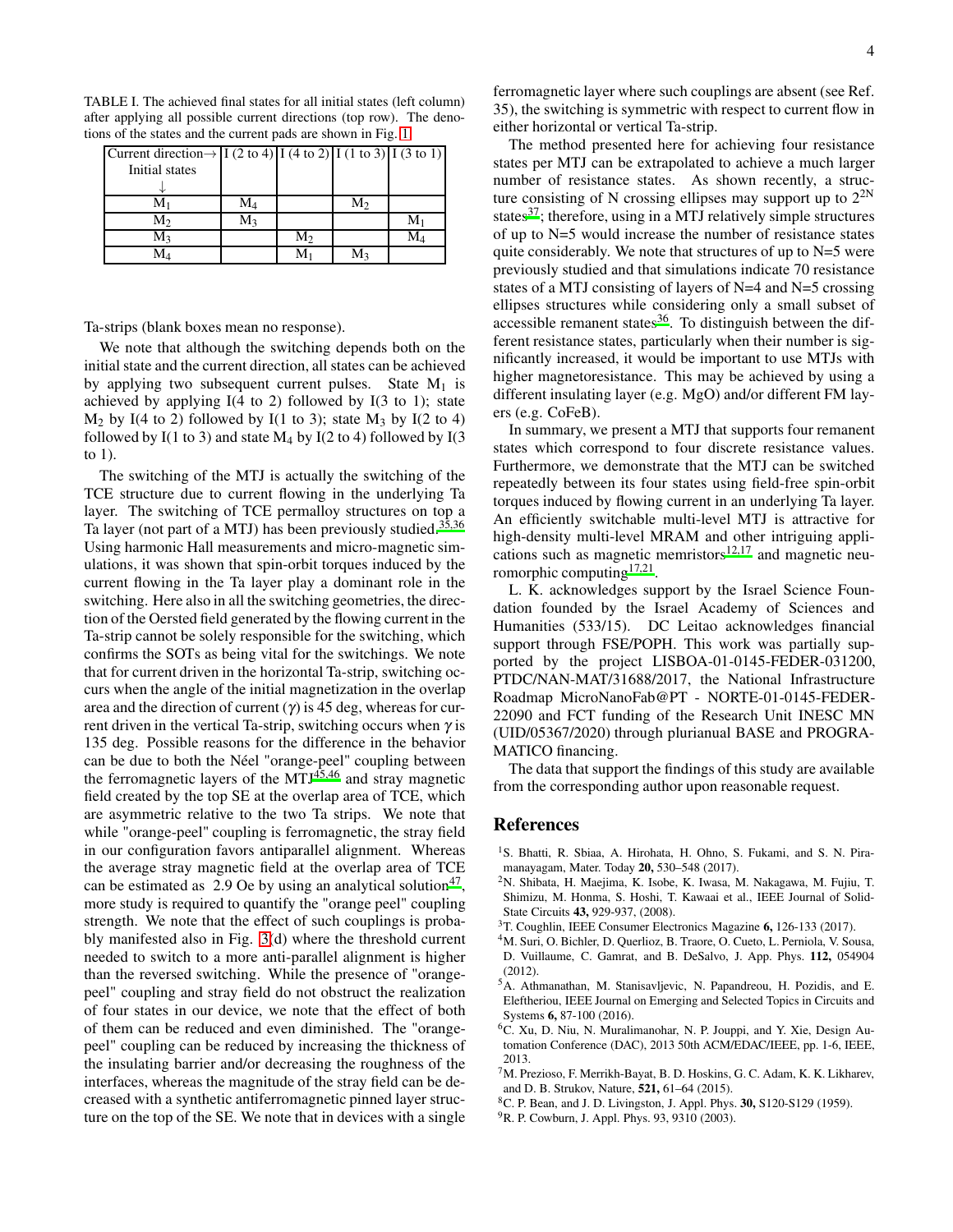TABLE I. The achieved final states for all initial states (left column) after applying all possible current directions (top row). The denotions of the states and the current pads are shown in Fig. 1.

| Current direction→ Initial states ↓ | I (2 to 4) | I (4 to 2) | I (1 to 3) | I (3 to 1) |
|---|---|---|---|---|
| $M_1$ | $M_4$ | | $M_2$ | |
| $M_2$ | $M_3$ | | | $M_1$ |
| $M_3$ | | $M_2$ | | $M_4$ |
| $M_4$ | | $M_1$ | $M_3$ | |

Ta-strips (blank boxes mean no response).

We note that although the switching depends both on the initial state and the current direction, all states can be achieved by applying two subsequent current pulses. State $M_1$ is achieved by applying I(4 to 2) followed by I(3 to 1); state $M_2$ by I(4 to 2) followed by I(1 to 3); state $M_3$ by I(2 to 4) followed by I(1 to 3) and state $M_4$ by I(2 to 4) followed by I(3 to 1).

The switching of the MTJ is actually the switching of the TCE structure due to current flowing in the underlying Ta layer. The switching of TCE permalloy structures on top a Ta layer (not part of a MTJ) has been previously studied.[35,36] Using harmonic Hall measurements and micro-magnetic simulations, it was shown that spin-orbit torques induced by the current flowing in the Ta layer play a dominant role in the switching. Here also in all the switching geometries, the direction of the Oersted field generated by the flowing current in the Ta-strip cannot be solely responsible for the switching, which confirms the SOTs as being vital for the switchings. We note that for current driven in the horizontal Ta-strip, switching occurs when the angle of the initial magnetization in the overlap area and the direction of current ($\gamma$) is 45 deg, whereas for current driven in the vertical Ta-strip, switching occurs when $\gamma$ is 135 deg. Possible reasons for the difference in the behavior can be due to both the Néel "orange-peel" coupling between the ferromagnetic layers of the MTJ[45,46] and stray magnetic field created by the top SE at the overlap area of TCE, which are asymmetric relative to the two Ta strips. We note that while "orange-peel" coupling is ferromagnetic, the stray field in our configuration favors antiparallel alignment. Whereas the average stray magnetic field at the overlap area of TCE can be estimated as 2.9 Oe by using an analytical solution[47], more study is required to quantify the "orange peel" coupling strength. We note that the effect of such couplings is probably manifested also in Fig. 3(d) where the threshold current needed to switch to a more anti-parallel alignment is higher than the reversed switching. While the presence of "orange-peel" coupling and stray field do not obstruct the realization of four states in our device, we note that the effect of both of them can be reduced and even diminished. The "orange-peel" coupling can be reduced by increasing the thickness of the insulating barrier and/or decreasing the roughness of the interfaces, whereas the magnitude of the stray field can be decreased with a synthetic antiferromagnetic pinned layer structure on the top of the SE. We note that in devices with a single ferromagnetic layer where such couplings are absent (see Ref. 35), the switching is symmetric with respect to current flow in either horizontal or vertical Ta-strip.

The method presented here for achieving four resistance states per MTJ can be extrapolated to achieve a much larger number of resistance states. As shown recently, a structure consisting of N crossing ellipses may support up to $2^{2N}$ states[37]; therefore, using in a MTJ relatively simple structures of up to N=5 would increase the number of resistance states quite considerably. We note that structures of up to N=5 were previously studied and that simulations indicate 70 resistance states of a MTJ consisting of layers of N=4 and N=5 crossing ellipses structures while considering only a small subset of accessible remanent states[36]. To distinguish between the different resistance states, particularly when their number is significantly increased, it would be important to use MTJs with higher magnetoresistance. This may be achieved by using a different insulating layer (e.g. MgO) and/or different FM layers (e.g. CoFeB).

In summary, we present a MTJ that supports four remanent states which correspond to four discrete resistance values. Furthermore, we demonstrate that the MTJ can be switched repeatedly between its four states using field-free spin-orbit torques induced by flowing current in an underlying Ta layer. An efficiently switchable multi-level MTJ is attractive for high-density multi-level MRAM and other intriguing applications such as magnetic memristors[12,17] and magnetic neuromorphic computing[17,21].

L. K. acknowledges support by the Israel Science Foundation founded by the Israel Academy of Sciences and Humanities (533/15). DC Leitao acknowledges financial support through FSE/POPH. This work was partially supported by the project LISBOA-01-0145-FEDER-031200, PTDC/NAN-MAT/31688/2017, the National Infrastructure Roadmap MicroNanoFab@PT - NORTE-01-0145-FEDER-22090 and FCT funding of the Research Unit INESC MN (UID/05367/2020) through plurianual BASE and PROGRAMATICO financing.

The data that support the findings of this study are available from the corresponding author upon reasonable request.

## References

[1] S. Bhatti, R. Sbiaa, A. Hirohata, H. Ohno, S. Fukami, and S. N. Piramanayagam, Mater. Today **20,** 530–548 (2017).

[2] N. Shibata, H. Maejima, K. Isobe, K. Iwasa, M. Nakagawa, M. Fujiu, T. Shimizu, M. Honma, S. Hoshi, T. Kawaai et al., IEEE Journal of Solid-State Circuits **43,** 929-937, (2008).

[3] T. Coughlin, IEEE Consumer Electronics Magazine **6,** 126-133 (2017).

[4] M. Suri, O. Bichler, D. Querlioz, B. Traore, O. Cueto, L. Perniola, V. Sousa, D. Vuillaume, C. Gamrat, and B. DeSalvo, J. App. Phys. **112,** 054904 (2012).

[5] A. Athmanathan, M. Stanisavljevic, N. Papandreou, H. Pozidis, and E. Eleftheriou, IEEE Journal on Emerging and Selected Topics in Circuits and Systems **6,** 87-100 (2016).

[6] C. Xu, D. Niu, N. Muralimanohar, N. P. Jouppi, and Y. Xie, Design Automation Conference (DAC), 2013 50th ACM/EDAC/IEEE, pp. 1-6, IEEE, 2013.

[7] M. Prezioso, F. Merrikh-Bayat, B. D. Hoskins, G. C. Adam, K. K. Likharev, and D. B. Strukov, Nature, **521,** 61–64 (2015).

[8] C. P. Bean, and J. D. Livingston, J. Appl. Phys. **30,** S120-S129 (1959).

[9] R. P. Cowburn, J. Appl. Phys. 93, 9310 (2003).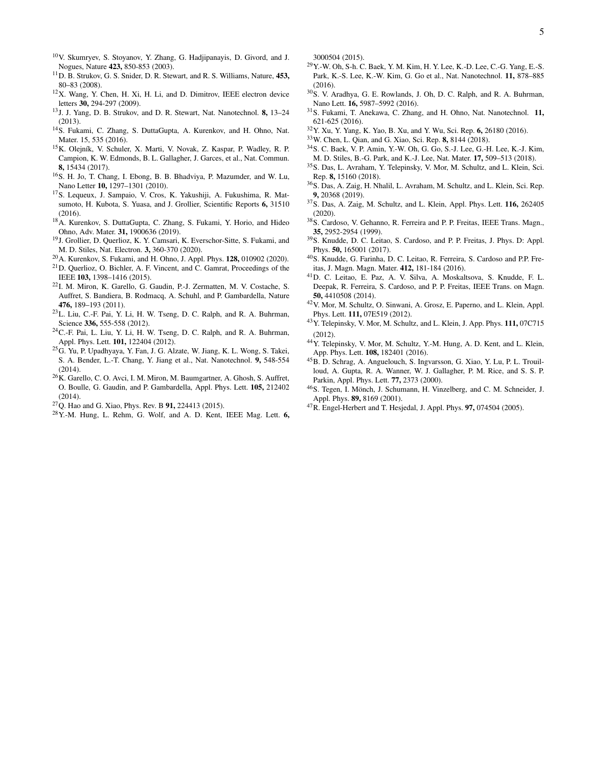[10] V. Skumryev, S. Stoyanov, Y. Zhang, G. Hadjipanayis, D. Givord, and J. Nogues, Nature **423,** 850-853 (2003).

[11] D. B. Strukov, G. S. Snider, D. R. Stewart, and R. S. Williams, Nature, **453,** 80–83 (2008).

[12] X. Wang, Y. Chen, H. Xi, H. Li, and D. Dimitrov, IEEE electron device letters **30,** 294-297 (2009).

[13] J. J. Yang, D. B. Strukov, and D. R. Stewart, Nat. Nanotechnol. **8,** 13–24 (2013).

[14] S. Fukami, C. Zhang, S. DuttaGupta, A. Kurenkov, and H. Ohno, Nat. Mater. 15, 535 (2016).

[15] K. Olejník, V. Schuler, X. Marti, V. Novak, Z. Kaspar, P. Wadley, R. P. Campion, K. W. Edmonds, B. L. Gallagher, J. Garces, et al., Nat. Commun. **8,** 15434 (2017).

[16] S. H. Jo, T. Chang, I. Ebong, B. B. Bhadviya, P. Mazumder, and W. Lu, Nano Letter **10,** 1297–1301 (2010).

[17] S. Lequeux, J. Sampaio, V. Cros, K. Yakushiji, A. Fukushima, R. Matsumoto, H. Kubota, S. Yuasa, and J. Grollier, Scientific Reports **6,** 31510 (2016).

[18] A. Kurenkov, S. DuttaGupta, C. Zhang, S. Fukami, Y. Horio, and Hideo Ohno, Adv. Mater. **31,** 1900636 (2019).

[19] J. Grollier, D. Querlioz, K. Y. Camsari, K. Everschor-Sitte, S. Fukami, and M. D. Stiles, Nat. Electron. **3,** 360-370 (2020).

[20] A. Kurenkov, S. Fukami, and H. Ohno, J. Appl. Phys. **128,** 010902 (2020).

[21] D. Querlioz, O. Bichler, A. F. Vincent, and C. Gamrat, Proceedings of the IEEE **103,** 1398–1416 (2015).

[22] I. M. Miron, K. Garello, G. Gaudin, P.-J. Zermatten, M. V. Costache, S. Auffret, S. Bandiera, B. Rodmacq, A. Schuhl, and P. Gambardella, Nature **476,** 189–193 (2011).

[23] L. Liu, C.-F. Pai, Y. Li, H. W. Tseng, D. C. Ralph, and R. A. Buhrman, Science **336,** 555-558 (2012).

[24] C.-F. Pai, L. Liu, Y. Li, H. W. Tseng, D. C. Ralph, and R. A. Buhrman, Appl. Phys. Lett. **101,** 122404 (2012).

[25] G. Yu, P. Upadhyaya, Y. Fan, J. G. Alzate, W. Jiang, K. L. Wong, S. Takei, S. A. Bender, L.-T. Chang, Y. Jiang et al., Nat. Nanotechnol. **9,** 548-554 (2014).

[26] K. Garello, C. O. Avci, I. M. Miron, M. Baumgartner, A. Ghosh, S. Auffret, O. Boulle, G. Gaudin, and P. Gambardella, Appl. Phys. Lett. **105,** 212402 (2014).

[27] Q. Hao and G. Xiao, Phys. Rev. B **91,** 224413 (2015).

[28] Y.-M. Hung, L. Rehm, G. Wolf, and A. D. Kent, IEEE Mag. Lett. **6,** 3000504 (2015).

[29] Y.-W. Oh, S-h. C. Baek, Y. M. Kim, H. Y. Lee, K.-D. Lee, C.-G. Yang, E.-S. Park, K.-S. Lee, K.-W. Kim, G. Go et al., Nat. Nanotechnol. **11,** 878–885 (2016).

[30] S. V. Aradhya, G. E. Rowlands, J. Oh, D. C. Ralph, and R. A. Buhrman, Nano Lett. **16,** 5987–5992 (2016).

[31] S. Fukami, T. Anekawa, C. Zhang, and H. Ohno, Nat. Nanotechnol. **11,** 621-625 (2016).

[32] Y. Xu, Y. Yang, K. Yao, B. Xu, and Y. Wu, Sci. Rep. **6,** 26180 (2016).

[33] W. Chen, L. Qian, and G. Xiao, Sci. Rep. **8,** 8144 (2018).

[34] S. C. Baek, V. P. Amin, Y.-W. Oh, G. Go, S.-J. Lee, G.-H. Lee, K.-J. Kim, M. D. Stiles, B.-G. Park, and K.-J. Lee, Nat. Mater. **17,** 509–513 (2018).

[35] S. Das, L. Avraham, Y. Telepinsky, V. Mor, M. Schultz, and L. Klein, Sci. Rep. **8,** 15160 (2018).

[36] S. Das, A. Zaig, H. Nhalil, L. Avraham, M. Schultz, and L. Klein, Sci. Rep. **9,** 20368 (2019).

[37] S. Das, A. Zaig, M. Schultz, and L. Klein, Appl. Phys. Lett. **116,** 262405 (2020).

[38] S. Cardoso, V. Gehanno, R. Ferreira and P. P. Freitas, IEEE Trans. Magn., **35,** 2952-2954 (1999).

[39] S. Knudde, D. C. Leitao, S. Cardoso, and P. P. Freitas, J. Phys. D: Appl. Phys. **50,** 165001 (2017).

[40] S. Knudde, G. Farinha, D. C. Leitao, R. Ferreira, S. Cardoso and P.P. Freitas, J. Magn. Magn. Mater. **412,** 181-184 (2016).

[41] D. C. Leitao, E. Paz, A. V. Silva, A. Moskaltsova, S. Knudde, F. L. Deepak, R. Ferreira, S. Cardoso, and P. P. Freitas, IEEE Trans. on Magn. **50,** 4410508 (2014).

[42] V. Mor, M. Schultz, O. Sinwani, A. Grosz, E. Paperno, and L. Klein, Appl. Phys. Lett. **111,** 07E519 (2012).

[43] Y. Telepinsky, V. Mor, M. Schultz, and L. Klein, J. App. Phys. **111,** 07C715 (2012).

[44] Y. Telepinsky, V. Mor, M. Schultz, Y.-M. Hung, A. D. Kent, and L. Klein, App. Phys. Lett. **108,** 182401 (2016).

[45] B. D. Schrag, A. Anguelouch, S. Ingvarsson, G. Xiao, Y. Lu, P. L. Trouilloud, A. Gupta, R. A. Wanner, W. J. Gallagher, P. M. Rice, and S. S. P. Parkin, Appl. Phys. Lett. **77,** 2373 (2000).

[46] S. Tegen, I. Mönch, J. Schumann, H. Vinzelberg, and C. M. Schneider, J. Appl. Phys. **89,** 8169 (2001).

[47] R. Engel-Herbert and T. Hesjedal, J. Appl. Phys. **97,** 074504 (2005).